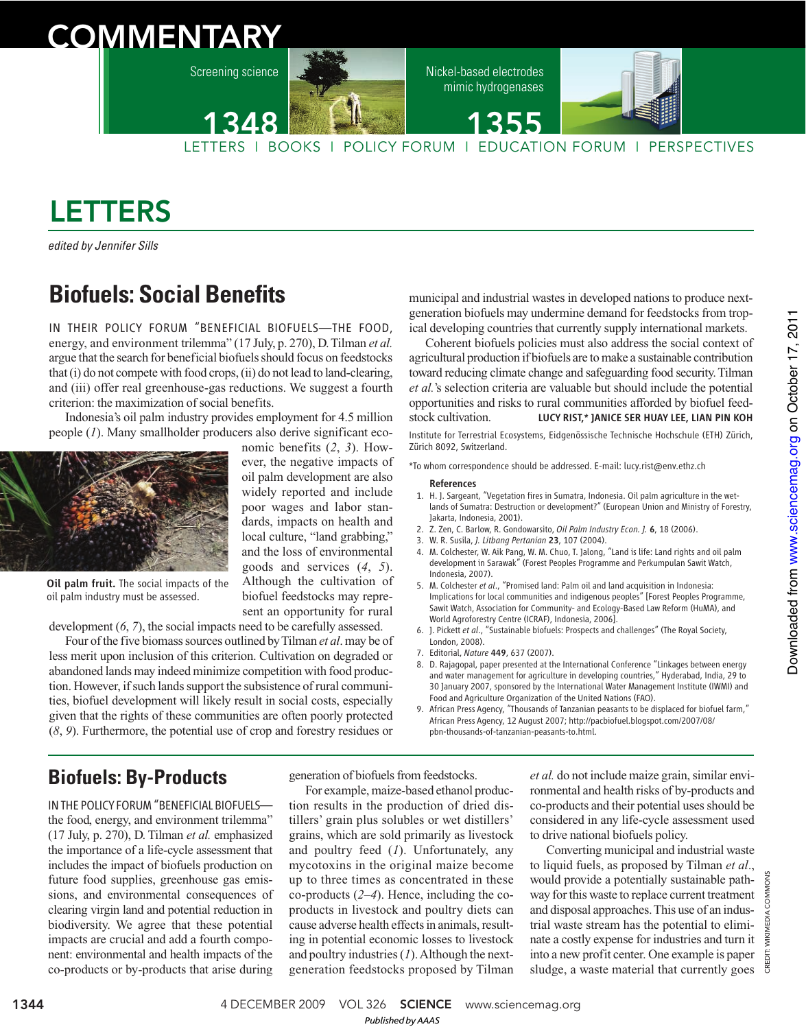# COMMENTARY

Screening science 1348

Nickel-based electrodes mimic hydrogenases 1355

LETTERS | BOOKS | POLICY FORUM | EDUCATION FORUM | PERSPECTIVES

# LETTERS

*edited by Jennifer Sills*

## Biofuels: Social Benefits

IN THEIR POLICY FORUM "BENEFICIAL BIOFUELS—THE FOOD, energy, and environment trilemma" (17 July, p. 270), D. Tilman *et al.* argue that the search for beneficial biofuels should focus on feedstocks that (i) do not compete with food crops, (ii) do not lead to land-clearing, and (iii) offer real greenhouse-gas reductions. We suggest a fourth criterion: the maximization of social benefits.

Indonesia's oil palm industry provides employment for 4.5 million people (*1*). Many smallholder producers also derive significant economic benefits (*2*, *3*). However, the negative impacts of oil palm development are also widely reported and include poor wages and labor standards, impacts on health and local culture, "land grabbing," and the loss of environmental goods and services (*4*, *5*). Although the cultivation of biofuel feedstocks may represent an opportunity for rural development (*6*, *7*), the social impacts need to be carefully assessed.

**Oil palm fruit.** The social impacts of the oil palm industry must be assessed.

Four of the five biomass sources outlined by Tilman *et al.* may be of less merit upon inclusion of this criterion. Cultivation on degraded or abandoned lands may indeed minimize competition with food production. However, if such lands support the subsistence of rural communities, biofuel development will likely result in social costs, especially given that the rights of these communities are often poorly protected (*8*, *9*). Furthermore, the potential use of crop and forestry residues or municipal and industrial wastes in developed nations to produce next-generation biofuels may undermine demand for feedstocks from tropical developing countries that currently supply international markets.

Coherent biofuels policies must also address the social context of agricultural production if biofuels are to make a sustainable contribution toward reducing climate change and safeguarding food security. Tilman *et al.*'s selection criteria are valuable but should include the potential opportunities and risks to rural communities afforded by biofuel feedstock cultivation.

**LUCY RIST,\* JANICE SER HUAY LEE, LIAN PIN KOH**

Institute for Terrestrial Ecosystems, Eidgenössische Technische Hochschule (ETH) Zürich, Zürich 8092, Switzerland.

\*To whom correspondence should be addressed. E-mail: lucy.rist@env.ethz.ch

### References

1. H. J. Sargeant, "Vegetation fires in Sumatra, Indonesia. Oil palm agriculture in the wetlands of Sumatra: Destruction or development?" (European Union and Ministry of Forestry, Jakarta, Indonesia, 2001).
2. Z. Zen, C. Barlow, R. Gondowarsito, *Oil Palm Industry Econ. J.* **6**, 18 (2006).
3. W. R. Susila, *J. Litbang Pertanian* **23**, 107 (2004).
4. M. Colchester, W. Aik Pang, W. M. Chuo, T. Jalong, "Land is life: Land rights and oil palm development in Sarawak" (Forest Peoples Programme and Perkumpulan Sawit Watch, Indonesia, 2007).
5. M. Colchester *et al.*, "Promised land: Palm oil and land acquisition in Indonesia: Implications for local communities and indigenous peoples" [Forest Peoples Programme, Sawit Watch, Association for Community- and Ecology-Based Law Reform (HuMA), and World Agroforestry Centre (ICRAF), Indonesia, 2006].
6. J. Pickett *et al.*, "Sustainable biofuels: Prospects and challenges" (The Royal Society, London, 2008).
7. Editorial, *Nature* **449**, 637 (2007).
8. D. Rajagopal, paper presented at the International Conference "Linkages between energy and water management for agriculture in developing countries," Hyderabad, India, 29 to 30 January 2007, sponsored by the International Water Management Institute (IWMI) and Food and Agriculture Organization of the United Nations (FAO).
9. African Press Agency, "Thousands of Tanzanian peasants to be displaced for biofuel farm," African Press Agency, 12 August 2007; http://pacbiofuel.blogspot.com/2007/08/pbn-thousands-of-tanzanian-peasants-to.html.

## Biofuels: By-Products

IN THE POLICY FORUM "BENEFICIAL BIOFUELS—the food, energy, and environment trilemma" (17 July, p. 270), D. Tilman *et al.* emphasized the importance of a life-cycle assessment that includes the impact of biofuels production on future food supplies, greenhouse gas emissions, and environmental consequences of clearing virgin land and potential reduction in biodiversity. We agree that these potential impacts are crucial and add a fourth component: environmental and health impacts of the co-products or by-products that arise during generation of biofuels from feedstocks.

For example, maize-based ethanol production results in the production of dried distillers' grain plus solubles or wet distillers' grains, which are sold primarily as livestock and poultry feed (*1*). Unfortunately, any mycotoxins in the original maize become up to three times as concentrated in these co-products (*2*–*4*). Hence, including the co-products in livestock and poultry diets can cause adverse health effects in animals, resulting in potential economic losses to livestock and poultry industries (*1*). Although the next-generation feedstocks proposed by Tilman *et al.* do not include maize grain, similar environmental and health risks of by-products and co-products and their potential uses should be considered in any life-cycle assessment used to drive national biofuels policy.

Converting municipal and industrial waste to liquid fuels, as proposed by Tilman *et al.*, would provide a potentially sustainable pathway for this waste to replace current treatment and disposal approaches. This use of an industrial waste stream has the potential to eliminate a costly expense for industries and turn it into a new profit center. One example is paper sludge, a waste material that currently goes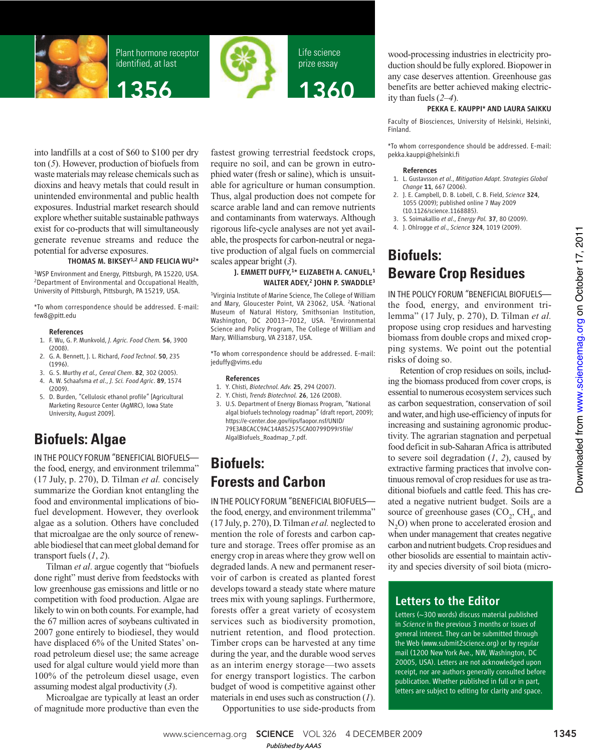into landfills at a cost of $60 to $100 per dry ton (*5*). However, production of biofuels from waste materials may release chemicals such as dioxins and heavy metals that could result in unintended environmental and public health exposures. Industrial market research should explore whether suitable sustainable pathways exist for co-products that will simultaneously generate revenue streams and reduce the potential for adverse exposures.

**THOMAS M. BIKSEY[1,2] AND FELICIA WU[2]***

[1]WSP Environment and Energy, Pittsburgh, PA 15220, USA. [2]Department of Environmental and Occupational Health, University of Pittsburgh, Pittsburgh, PA 15219, USA.

*To whom correspondence should be addressed. E-mail: few8@pitt.edu

**References**

1. F. Wu, G. P. Munkvold, *J. Agric. Food Chem.* **56**, 3900 (2008).
2. G. A. Bennett, J. L. Richard, *Food Technol.* **50**, 235 (1996).
3. G. S. Murthy *et al.*, *Cereal Chem*. **82**, 302 (2005).
4. A. W. Schaafsma *et al.*, *J. Sci. Food Agric*. **89**, 1574 (2009).
5. D. Burden, "Cellulosic ethanol profile" [Agricultural Marketing Resource Center (AgMRC), Iowa State University, August 2009].

# Biofuels: Algae

IN THE POLICY FORUM "BENEFICIAL BIOFUELS—the food, energy, and environment trilemma" (17 July, p. 270), D. Tilman *et al.* concisely summarize the Gordian knot entangling the food and environmental implications of biofuel development. However, they overlook algae as a solution. Others have concluded that microalgae are the only source of renewable biodiesel that can meet global demand for transport fuels (*1*, *2*).

Tilman *et al*. argue cogently that "biofuels done right" must derive from feedstocks with low greenhouse gas emissions and little or no competition with food production. Algae are likely to win on both counts. For example, had the 67 million acres of soybeans cultivated in 2007 gone entirely to biodiesel, they would have displaced 6% of the United States' on-road petroleum diesel use; the same acreage used for algal culture would yield more than 100% of the petroleum diesel usage, even assuming modest algal productivity (*3*).

Microalgae are typically at least an order of magnitude more productive than even the fastest growing terrestrial feedstock crops, require no soil, and can be grown in eutrophied water (fresh or saline), which is unsuitable for agriculture or human consumption. Thus, algal production does not compete for scarce arable land and can remove nutrients and contaminants from waterways. Although rigorous life-cycle analyses are not yet available, the prospects for carbon-neutral or negative production of algal fuels on commercial scales appear bright (*3*).

**J. EMMETT DUFFY,[1]* ELIZABETH A. CANUEL,[1] WALTER ADEY,[2] JOHN P. SWADDLE[3]**

[1]Virginia Institute of Marine Science, The College of William and Mary, Gloucester Point, VA 23062, USA. [2]National Museum of Natural History, Smithsonian Institution, Washington, DC 20013–7012, USA. [3]Environmental Science and Policy Program, The College of William and Mary, Williamsburg, VA 23187, USA.

*To whom correspondence should be addressed. E-mail: jeduffy@vims.edu

**References**

1. Y. Chisti, *Biotechnol. Adv.* **25**, 294 (2007).
2. Y. Chisti, *Trends Biotechnol.* **26**, 126 (2008).
3. U.S. Department of Energy Biomass Program, "National algal biofuels technology roadmap" (draft report, 2009); https://e-center.doe.gov/iips/faopor.nsf/UNID/79E3ABCACC9AC14A852575CA00799D99/$file/AlgalBiofuels_Roadmap_7.pdf.

# Biofuels: Forests and Carbon

IN THE POLICY FORUM "BENEFICIAL BIOFUELS—the food, energy, and environment trilemma" (17 July, p. 270), D. Tilman *et al.* neglected to mention the role of forests and carbon capture and storage. Trees offer promise as an energy crop in areas where they grow well on degraded lands. A new and permanent reservoir of carbon is created as planted forest develops toward a steady state where mature trees mix with young saplings. Furthermore, forests offer a great variety of ecosystem services such as biodiversity promotion, nutrient retention, and flood protection. Timber crops can be harvested at any time during the year, and the durable wood serves as an interim energy storage—two assets for energy transport logistics. The carbon budget of wood is competitive against other materials in end uses such as construction (*1*).

Opportunities to use side-products from wood-processing industries in electricity production should be fully explored. Biopower in any case deserves attention. Greenhouse gas benefits are better achieved making electricity than fuels (*2*–*4*).

**PEKKA E. KAUPPI* AND LAURA SAIKKU**

Faculty of Biosciences, University of Helsinki, Helsinki, Finland.

*To whom correspondence should be addressed. E-mail: pekka.kauppi@helsinki.fi

**References**

1. L. Gustavsson *et al.*, *Mitigation Adapt. Strategies Global Change* **11**, 667 (2006).
2. J. E. Campbell, D. B. Lobell, C. B. Field, *Science* **324**, 1055 (2009); published online 7 May 2009 (10.1126/science.1168885).
3. S. Soimakallio *et al.*, *Energy Pol.* **37**, 80 (2009).
4. J. Ohlrogge *et al.*, *Science* **324**, 1019 (2009).

# Biofuels: Beware Crop Residues

IN THE POLICY FORUM "BENEFICIAL BIOFUELS—the food, energy, and environment trilemma" (17 July, p. 270), D. Tilman *et al.* propose using crop residues and harvesting biomass from double crops and mixed cropping systems. We point out the potential risks of doing so.

Retention of crop residues on soils, including the biomass produced from cover crops, is essential to numerous ecosystem services such as carbon sequestration, conservation of soil and water, and high use-efficiency of inputs for increasing and sustaining agronomic productivity. The agrarian stagnation and perpetual food deficit in sub-Saharan Africa is attributed to severe soil degradation (*1*, *2*), caused by extractive farming practices that involve continuous removal of crop residues for use as traditional biofuels and cattle feed. This has created a negative nutrient budget. Soils are a source of greenhouse gases ($CO_2$, $CH_4$, and $N_2O$) when prone to accelerated erosion and when under management that creates negative carbon and nutrient budgets. Crop residues and other biosolids are essential to maintain activity and species diversity of soil biota (micro-

## Letters to the Editor

Letters (~300 words) discuss material published in *Science* in the previous 3 months or issues of general interest. They can be submitted through the Web (www.submit2science.org) or by regular mail (1200 New York Ave., NW, Washington, DC 20005, USA). Letters are not acknowledged upon receipt, nor are authors generally consulted before publication. Whether published in full or in part, letters are subject to editing for clarity and space.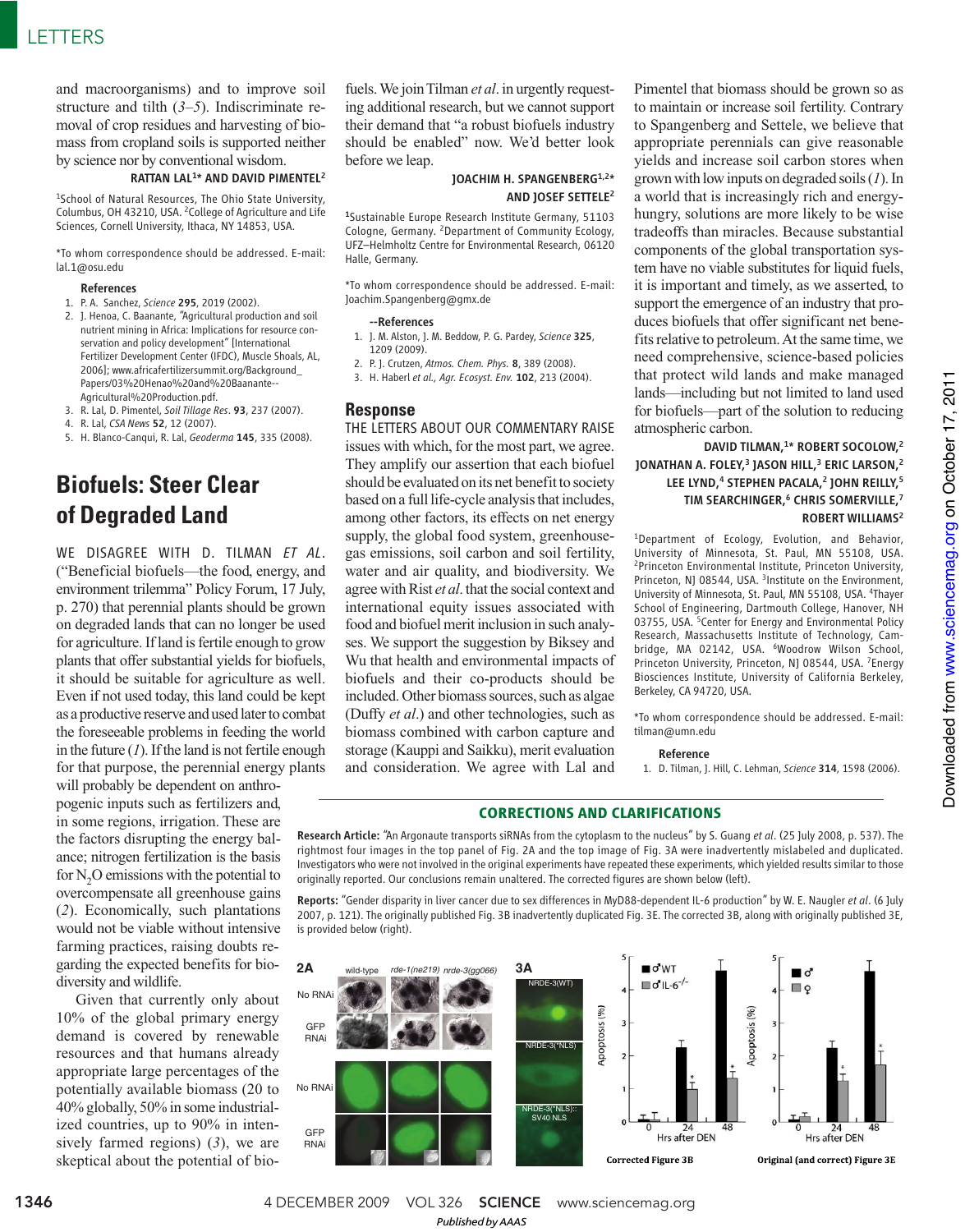and macroorganisms) and to improve soil structure and tilth (*3*–*5*). Indiscriminate removal of crop residues and harvesting of biomass from cropland soils is supported neither by science nor by conventional wisdom.

**RATTAN LAL[1]\* AND DAVID PIMENTEL[2]**

[1]School of Natural Resources, The Ohio State University, Columbus, OH 43210, USA. [2]College of Agriculture and Life Sciences, Cornell University, Ithaca, NY 14853, USA.

\*To whom correspondence should be addressed. E-mail: lal.1@osu.edu

**References**

1. P. A. Sanchez, *Science* **295**, 2019 (2002).
2. J. Henoa, C. Baanante, "Agricultural production and soil nutrient mining in Africa: Implications for resource conservation and policy development" [International Fertilizer Development Center (IFDC), Muscle Shoals, AL, 2006]; www.africafertilizersummit.org/Background_Papers/03%20Henao%20and%20Baanante--Agricultural%20Production.pdf.
3. R. Lal, D. Pimentel, *Soil Tillage Res*. **93**, 237 (2007).
4. R. Lal, *CSA News* **52**, 12 (2007).
5. H. Blanco-Canqui, R. Lal, *Geoderma* **145**, 335 (2008).

## Biofuels: Steer Clear of Degraded Land

WE DISAGREE WITH D. TILMAN *ET AL*. ("Beneficial biofuels—the food, energy, and environment trilemma" Policy Forum, 17 July, p. 270) that perennial plants should be grown on degraded lands that can no longer be used for agriculture. If land is fertile enough to grow plants that offer substantial yields for biofuels, it should be suitable for agriculture as well. Even if not used today, this land could be kept as a productive reserve and used later to combat the foreseeable problems in feeding the world in the future (*1*). If the land is not fertile enough for that purpose, the perennial energy plants will probably be dependent on anthropogenic inputs such as fertilizers and, in some regions, irrigation. These are the factors disrupting the energy balance; nitrogen fertilization is the basis for $N_2O$ emissions with the potential to overcompensate all greenhouse gains (*2*). Economically, such plantations would not be viable without intensive farming practices, raising doubts regarding the expected benefits for biodiversity and wildlife.

Given that currently only about 10% of the global primary energy demand is covered by renewable resources and that humans already appropriate large percentages of the potentially available biomass (20 to 40% globally, 50% in some industrialized countries, up to 90% in intensively farmed regions) (*3*), we are skeptical about the potential of biofuels. We join Tilman *et al*. in urgently requesting additional research, but we cannot support their demand that "a robust biofuels industry should be enabled" now. We'd better look before we leap.

**JOACHIM H. SPANGENBERG[1,2]\* AND JOSEF SETTELE[2]**

[1]Sustainable Europe Research Institute Germany, 51103 Cologne, Germany. [2]Department of Community Ecology, UFZ–Helmholtz Centre for Environmental Research, 06120 Halle, Germany.

\*To whom correspondence should be addressed. E-mail: Joachim.Spangenberg@gmx.de

**--References**

1. J. M. Alston, J. M. Beddow, P. G. Pardey, *Science* **325**, 1209 (2009).
2. P. J. Crutzen, *Atmos. Chem. Phys.* **8**, 389 (2008).
3. H. Haberl *et al., Agr. Ecosyst. Env.* **102**, 213 (2004).

### Response

THE LETTERS ABOUT OUR COMMENTARY RAISE issues with which, for the most part, we agree. They amplify our assertion that each biofuel should be evaluated on its net benefit to society based on a full life-cycle analysis that includes, among other factors, its effects on net energy supply, the global food system, greenhouse-gas emissions, soil carbon and soil fertility, water and air quality, and biodiversity. We agree with Rist *et al*. that the social context and international equity issues associated with food and biofuel merit inclusion in such analyses. We support the suggestion by Biksey and Wu that health and environmental impacts of biofuels and their co-products should be included. Other biomass sources, such as algae (Duffy *et al*.) and other technologies, such as biomass combined with carbon capture and storage (Kauppi and Saikku), merit evaluation and consideration. We agree with Lal and Pimentel that biomass should be grown so as to maintain or increase soil fertility. Contrary to Spangenberg and Settele, we believe that appropriate perennials can give reasonable yields and increase soil carbon stores when grown with low inputs on degraded soils (*1*). In a world that is increasingly rich and energy-hungry, solutions are more likely to be wise tradeoffs than miracles. Because substantial components of the global transportation system have no viable substitutes for liquid fuels, it is important and timely, as we asserted, to support the emergence of an industry that produces biofuels that offer significant net benefits relative to petroleum. At the same time, we need comprehensive, science-based policies that protect wild lands and make managed lands—including but not limited to land used for biofuels—part of the solution to reducing atmospheric carbon.

**DAVID TILMAN,[1]\* ROBERT SOCOLOW,[2] JONATHAN A. FOLEY,[3] JASON HILL,[3] ERIC LARSON,[2] LEE LYND,[4] STEPHEN PACALA,[2] JOHN REILLY,[5] TIM SEARCHINGER,[6] CHRIS SOMERVILLE,[7] ROBERT WILLIAMS[2]**

[1]Department of Ecology, Evolution, and Behavior, University of Minnesota, St. Paul, MN 55108, USA. [2]Princeton Environmental Institute, Princeton University, Princeton, NJ 08544, USA. [3]Institute on the Environment, University of Minnesota, St. Paul, MN 55108, USA. [4]Thayer School of Engineering, Dartmouth College, Hanover, NH 03755, USA. [5]Center for Energy and Environmental Policy Research, Massachusetts Institute of Technology, Cambridge, MA 02142, USA. [6]Woodrow Wilson School, Princeton University, Princeton, NJ 08544, USA. [7]Energy Biosciences Institute, University of California Berkeley, Berkeley, CA 94720, USA.

\*To whom correspondence should be addressed. E-mail: tilman@umn.edu

**Reference**

1. D. Tilman, J. Hill, C. Lehman, *Science* **314**, 1598 (2006).

## CORRECTIONS AND CLARIFICATIONS

**Research Article:** "An Argonaute transports siRNAs from the cytoplasm to the nucleus" by S. Guang *et al*. (25 July 2008, p. 537). The rightmost four images in the top panel of Fig. 2A and the top image of Fig. 3A were inadvertently mislabeled and duplicated. Investigators who were not involved in the original experiments have repeated these experiments, which yielded results similar to those originally reported. Our conclusions remain unaltered. The corrected figures are shown below (left).

**Reports:** "Gender disparity in liver cancer due to sex differences in MyD88-dependent IL-6 production" by W. E. Naugler *et al*. (6 July 2007, p. 121). The originally published Fig. 3B inadvertently duplicated Fig. 3E. The corrected 3B, along with originally published 3E, is provided below (right).

2A
wild-type
rde-1(ne219)
nrde-3(gg066)
No RNAi
GFP RNAi
No RNAi
GFP RNAi

3A
NRDE-3(WT)
NRDE-3(*NLS)
NRDE-3(*NLS):: SV40 NLS

Apoptosis (%)
♂WT
♂IL-6−/−
0 24 48
Hrs after DEN
Corrected Figure 3B

Apoptosis (%)
♂
♀
0 24 48
Hrs after DEN
Original (and correct) Figure 3E